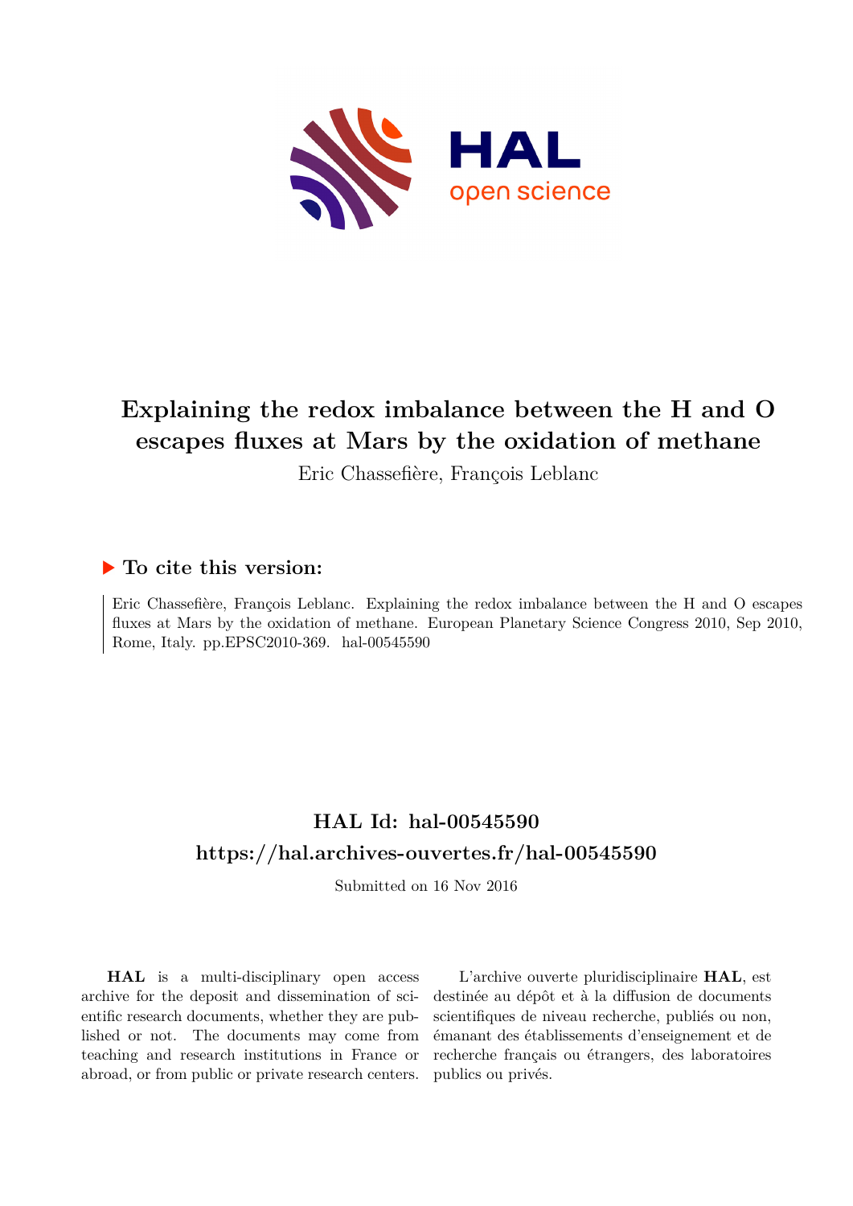# Explaining the redox imbalance between the H and O escapes fluxes at Mars by the oxidation of methane

Eric Chassefière, François Leblanc

## ▶ To cite this version:

Eric Chassefière, François Leblanc. Explaining the redox imbalance between the H and O escapes fluxes at Mars by the oxidation of methane. European Planetary Science Congress 2010, Sep 2010, Rome, Italy. pp.EPSC2010-369. hal-00545590

## HAL Id: hal-00545590
## https://hal.archives-ouvertes.fr/hal-00545590

Submitted on 16 Nov 2016

**HAL** is a multi-disciplinary open access archive for the deposit and dissemination of scientific research documents, whether they are published or not. The documents may come from teaching and research institutions in France or abroad, or from public or private research centers.

L'archive ouverte pluridisciplinaire **HAL**, est destinée au dépôt et à la diffusion de documents scientifiques de niveau recherche, publiés ou non, émanant des établissements d'enseignement et de recherche français ou étrangers, des laboratoires publics ou privés.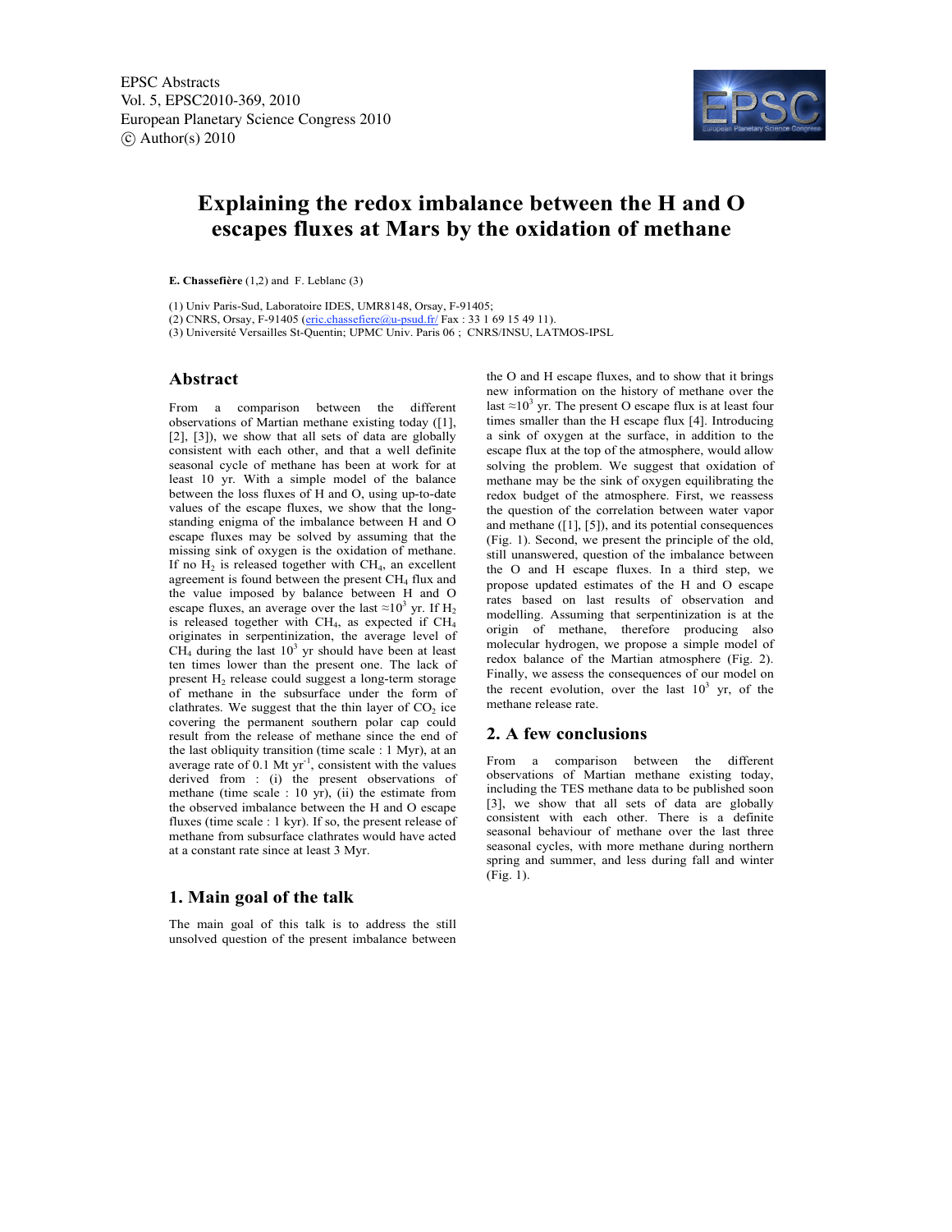# Explaining the redox imbalance between the H and O escapes fluxes at Mars by the oxidation of methane

**E. Chassefière** (1,2) and F. Leblanc (3)

(1) Univ Paris-Sud, Laboratoire IDES, UMR8148, Orsay, F-91405;
(2) CNRS, Orsay, F-91405 (eric.chassefiere@u-psud.fr/ Fax : 33 1 69 15 49 11).
(3) Université Versailles St-Quentin; UPMC Univ. Paris 06 ; CNRS/INSU, LATMOS-IPSL

## Abstract

From a comparison between the different observations of Martian methane existing today ([1], [2], [3]), we show that all sets of data are globally consistent with each other, and that a well definite seasonal cycle of methane has been at work for at least 10 yr. With a simple model of the balance between the loss fluxes of H and O, using up-to-date values of the escape fluxes, we show that the long-standing enigma of the imbalance between H and O escape fluxes may be solved by assuming that the missing sink of oxygen is the oxidation of methane. If no $H_2$ is released together with $CH_4$, an excellent agreement is found between the present $CH_4$ flux and the value imposed by balance between H and O escape fluxes, an average over the last $\approx 10^3$ yr. If $H_2$ is released together with $CH_4$, as expected if $CH_4$ originates in serpentinization, the average level of $CH_4$ during the last $10^3$ yr should have been at least ten times lower than the present one. The lack of present $H_2$ release could suggest a long-term storage of methane in the subsurface under the form of clathrates. We suggest that the thin layer of $CO_2$ ice covering the permanent southern polar cap could result from the release of methane since the end of the last obliquity transition (time scale : 1 Myr), at an average rate of 0.1 Mt yr$^{-1}$, consistent with the values derived from : (i) the present observations of methane (time scale : 10 yr), (ii) the estimate from the observed imbalance between the H and O escape fluxes (time scale : 1 kyr). If so, the present release of methane from subsurface clathrates would have acted at a constant rate since at least 3 Myr.

## 1. Main goal of the talk

The main goal of this talk is to address the still unsolved question of the present imbalance between the O and H escape fluxes, and to show that it brings new information on the history of methane over the last $\approx 10^3$ yr. The present O escape flux is at least four times smaller than the H escape flux [4]. Introducing a sink of oxygen at the surface, in addition to the escape flux at the top of the atmosphere, would allow solving the problem. We suggest that oxidation of methane may be the sink of oxygen equilibrating the redox budget of the atmosphere. First, we reassess the question of the correlation between water vapor and methane ([1], [5]), and its potential consequences (Fig. 1). Second, we present the principle of the old, still unanswered, question of the imbalance between the O and H escape fluxes. In a third step, we propose updated estimates of the H and O escape rates based on last results of observation and modelling. Assuming that serpentinization is at the origin of methane, therefore producing also molecular hydrogen, we propose a simple model of redox balance of the Martian atmosphere (Fig. 2). Finally, we assess the consequences of our model on the recent evolution, over the last $10^3$ yr, of the methane release rate.

## 2. A few conclusions

From a comparison between the different observations of Martian methane existing today, including the TES methane data to be published soon [3], we show that all sets of data are globally consistent with each other. There is a definite seasonal behaviour of methane over the last three seasonal cycles, with more methane during northern spring and summer, and less during fall and winter (Fig. 1).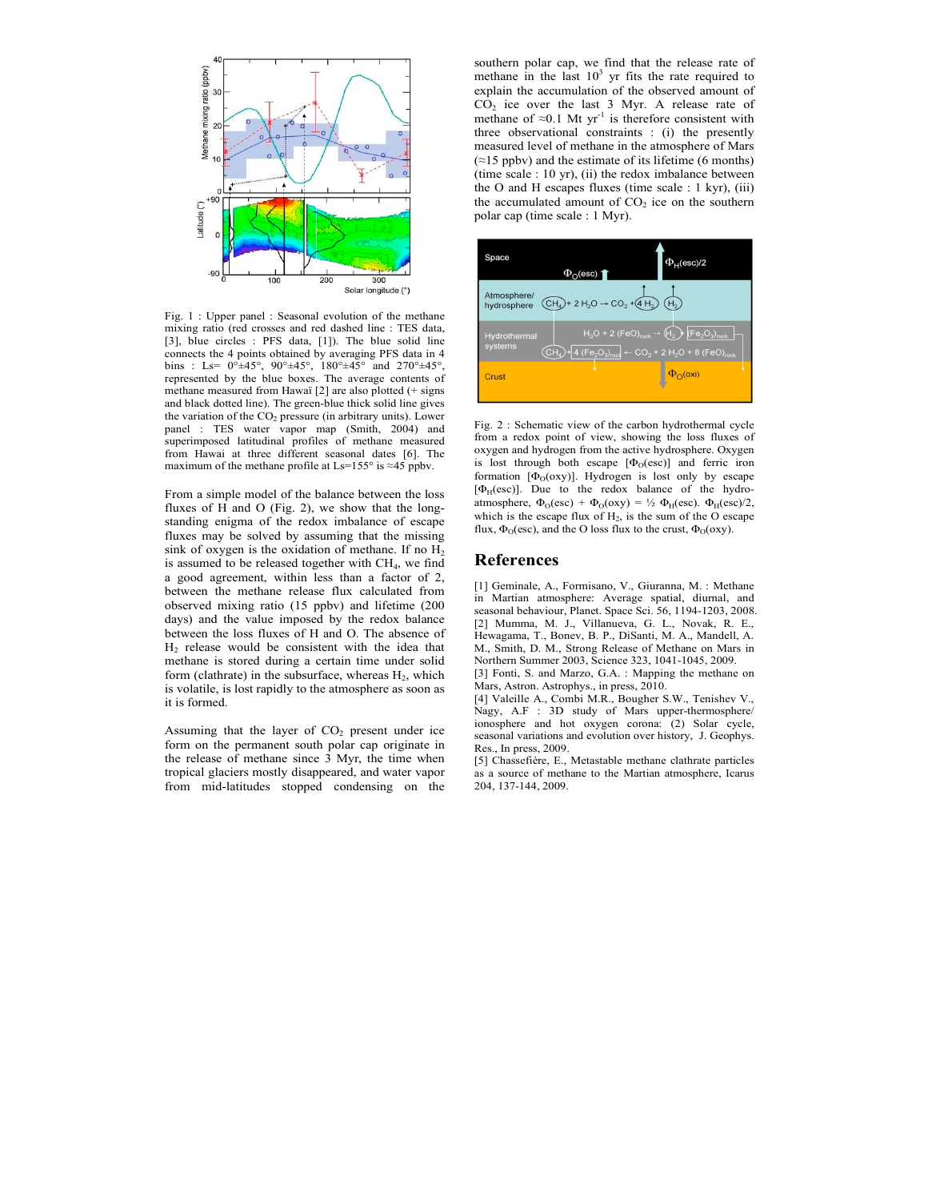Methane mixing ratio (ppbv)

40
30
20
10
0

+90
Latitude (°)
0
-90

0
100
200
300
Solar longitude (°)

Fig. 1 : Upper panel : Seasonal evolution of the methane mixing ratio (red crosses and red dashed line : TES data, [3], blue circles : PFS data, [1]). The blue solid line connects the 4 points obtained by averaging PFS data in 4 bins : Ls= 0°±45°, 90°±45°, 180°±45° and 270°±45°, represented by the blue boxes. The average contents of methane measured from Hawaï [2] are also plotted (+ signs and black dotted line). The green-blue thick solid line gives the variation of the $CO_2$ pressure (in arbitrary units). Lower panel : TES water vapor map (Smith, 2004) and superimposed latitudinal profiles of methane measured from Hawai at three different seasonal dates [6]. The maximum of the methane profile at Ls=155° is ≈45 ppbv.

From a simple model of the balance between the loss fluxes of H and O (Fig. 2), we show that the long-standing enigma of the redox imbalance of escape fluxes may be solved by assuming that the missing sink of oxygen is the oxidation of methane. If no $H_2$ is assumed to be released together with $CH_4$, we find a good agreement, within less than a factor of 2, between the methane release flux calculated from observed mixing ratio (15 ppbv) and lifetime (200 days) and the value imposed by the redox balance between the loss fluxes of H and O. The absence of $H_2$ release would be consistent with the idea that methane is stored during a certain time under solid form (clathrate) in the subsurface, whereas $H_2$, which is volatile, is lost rapidly to the atmosphere as soon as it is formed.

Assuming that the layer of $CO_2$ present under ice form on the permanent south polar cap originate in the release of methane since 3 Myr, the time when tropical glaciers mostly disappeared, and water vapor from mid-latitudes stopped condensing on the southern polar cap, we find that the release rate of methane in the last $10^3$ yr fits the rate required to explain the accumulation of the observed amount of $CO_2$ ice over the last 3 Myr. A release rate of methane of ≈0.1 Mt $yr^{-1}$ is therefore consistent with three observational constraints : (i) the presently measured level of methane in the atmosphere of Mars (≈15 ppbv) and the estimate of its lifetime (6 months) (time scale : 10 yr), (ii) the redox imbalance between the O and H escapes fluxes (time scale : 1 kyr), (iii) the accumulated amount of $CO_2$ ice on the southern polar cap (time scale : 1 Myr).

Space
$\Phi_H(esc)/2$
$\Phi_O(esc)$
Atmosphere/ hydrosphere
$CH_4 + 2\,H_2O \rightarrow CO_2 + 4\,H_2$ $H_2$
Hydrothermal systems
$H_2O + 2\,(FeO)_{rock} \rightarrow H_2 + (Fe_2O_3)_{rock}$
$CH_4 + 4\,(Fe_2O_3)_{rock} \leftarrow CO_2 + 2\,H_2O + 8\,(FeO)_{rock}$
Crust
$\Phi_O(oxi)$

Fig. 2 : Schematic view of the carbon hydrothermal cycle from a redox point of view, showing the loss fluxes of oxygen and hydrogen from the active hydrosphere. Oxygen is lost through both escape [$\Phi_O(esc)$] and ferric iron formation [$\Phi_O(oxy)$]. Hydrogen is lost only by escape [$\Phi_H(esc)$]. Due to the redox balance of the hydro-atmosphere, $\Phi_O(esc) + \Phi_O(oxy) = \frac{1}{2}\,\Phi_H(esc)$. $\Phi_H(esc)/2$, which is the escape flux of $H_2$, is the sum of the O escape flux, $\Phi_O(esc)$, and the O loss flux to the crust, $\Phi_O(oxy)$.

## References

[1] Geminale, A., Formisano, V., Giuranna, M. : Methane in Martian atmosphere: Average spatial, diurnal, and seasonal behaviour, Planet. Space Sci. 56, 1194-1203, 2008.
[2] Mumma, M. J., Villanueva, G. L., Novak, R. E., Hewagama, T., Bonev, B. P., DiSanti, M. A., Mandell, A. M., Smith, D. M., Strong Release of Methane on Mars in Northern Summer 2003, Science 323, 1041-1045, 2009.
[3] Fonti, S. and Marzo, G.A. : Mapping the methane on Mars, Astron. Astrophys., in press, 2010.
[4] Valeille A., Combi M.R., Bougher S.W., Tenishev V., Nagy, A.F : 3D study of Mars upper-thermosphere/ ionosphere and hot oxygen corona: (2) Solar cycle, seasonal variations and evolution over history, J. Geophys. Res., In press, 2009.
[5] Chassefière, E., Metastable methane clathrate particles as a source of methane to the Martian atmosphere, Icarus 204, 137-144, 2009.